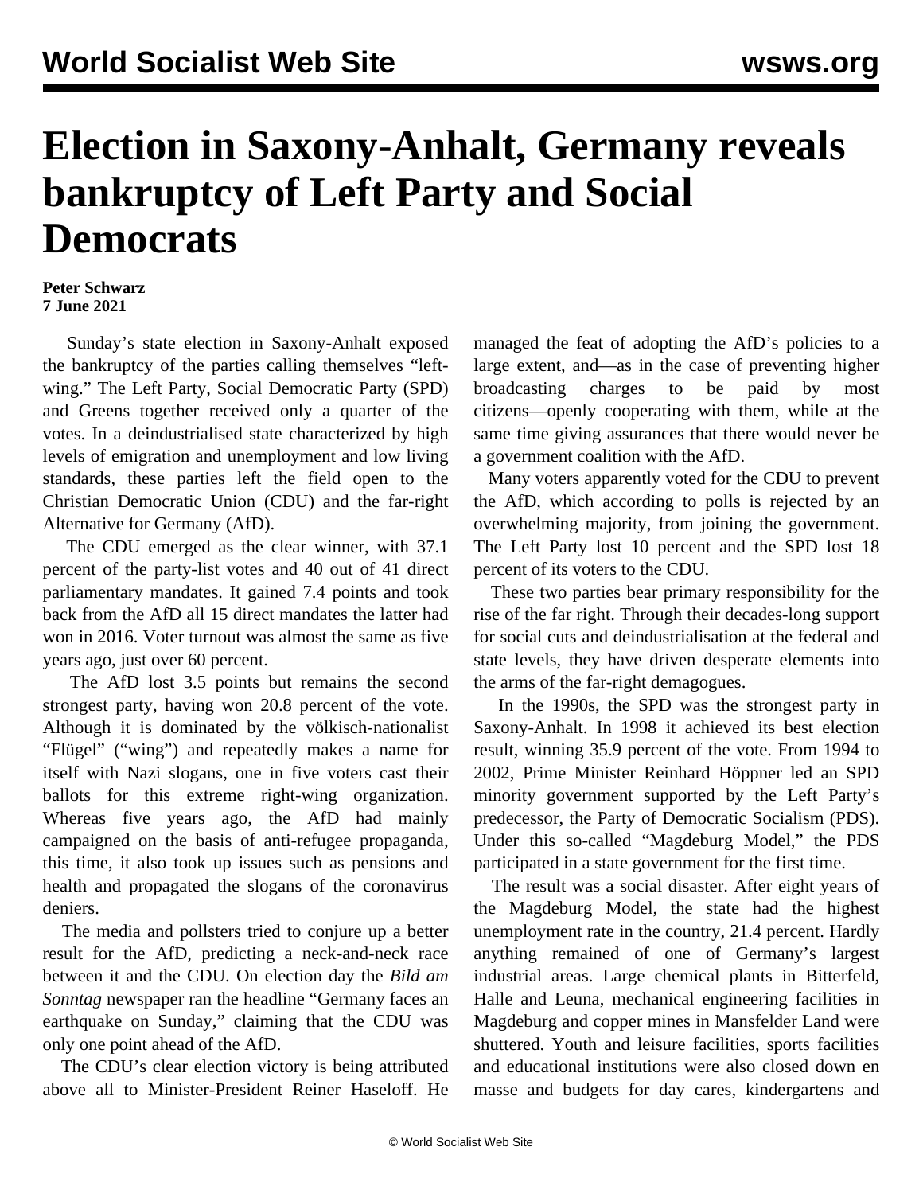# Election in Saxony-Anhalt, Germany reveals bankruptcy of Left Party and Social Democrats

**Peter Schwarz**
**7 June 2021**

Sunday's state election in Saxony-Anhalt exposed the bankruptcy of the parties calling themselves "left-wing." The Left Party, Social Democratic Party (SPD) and Greens together received only a quarter of the votes. In a deindustrialised state characterized by high levels of emigration and unemployment and low living standards, these parties left the field open to the Christian Democratic Union (CDU) and the far-right Alternative for Germany (AfD).

The CDU emerged as the clear winner, with 37.1 percent of the party-list votes and 40 out of 41 direct parliamentary mandates. It gained 7.4 points and took back from the AfD all 15 direct mandates the latter had won in 2016. Voter turnout was almost the same as five years ago, just over 60 percent.

The AfD lost 3.5 points but remains the second strongest party, having won 20.8 percent of the vote. Although it is dominated by the völkisch-nationalist "Flügel" ("wing") and repeatedly makes a name for itself with Nazi slogans, one in five voters cast their ballots for this extreme right-wing organization. Whereas five years ago, the AfD had mainly campaigned on the basis of anti-refugee propaganda, this time, it also took up issues such as pensions and health and propagated the slogans of the coronavirus deniers.

The media and pollsters tried to conjure up a better result for the AfD, predicting a neck-and-neck race between it and the CDU. On election day the *Bild am Sonntag* newspaper ran the headline "Germany faces an earthquake on Sunday," claiming that the CDU was only one point ahead of the AfD.

The CDU's clear election victory is being attributed above all to Minister-President Reiner Haseloff. He managed the feat of adopting the AfD's policies to a large extent, and—as in the case of preventing higher broadcasting charges to be paid by most citizens—openly cooperating with them, while at the same time giving assurances that there would never be a government coalition with the AfD.

Many voters apparently voted for the CDU to prevent the AfD, which according to polls is rejected by an overwhelming majority, from joining the government. The Left Party lost 10 percent and the SPD lost 18 percent of its voters to the CDU.

These two parties bear primary responsibility for the rise of the far right. Through their decades-long support for social cuts and deindustrialisation at the federal and state levels, they have driven desperate elements into the arms of the far-right demagogues.

In the 1990s, the SPD was the strongest party in Saxony-Anhalt. In 1998 it achieved its best election result, winning 35.9 percent of the vote. From 1994 to 2002, Prime Minister Reinhard Höppner led an SPD minority government supported by the Left Party's predecessor, the Party of Democratic Socialism (PDS). Under this so-called "Magdeburg Model," the PDS participated in a state government for the first time.

The result was a social disaster. After eight years of the Magdeburg Model, the state had the highest unemployment rate in the country, 21.4 percent. Hardly anything remained of one of Germany's largest industrial areas. Large chemical plants in Bitterfeld, Halle and Leuna, mechanical engineering facilities in Magdeburg and copper mines in Mansfelder Land were shuttered. Youth and leisure facilities, sports facilities and educational institutions were also closed down en masse and budgets for day cares, kindergartens and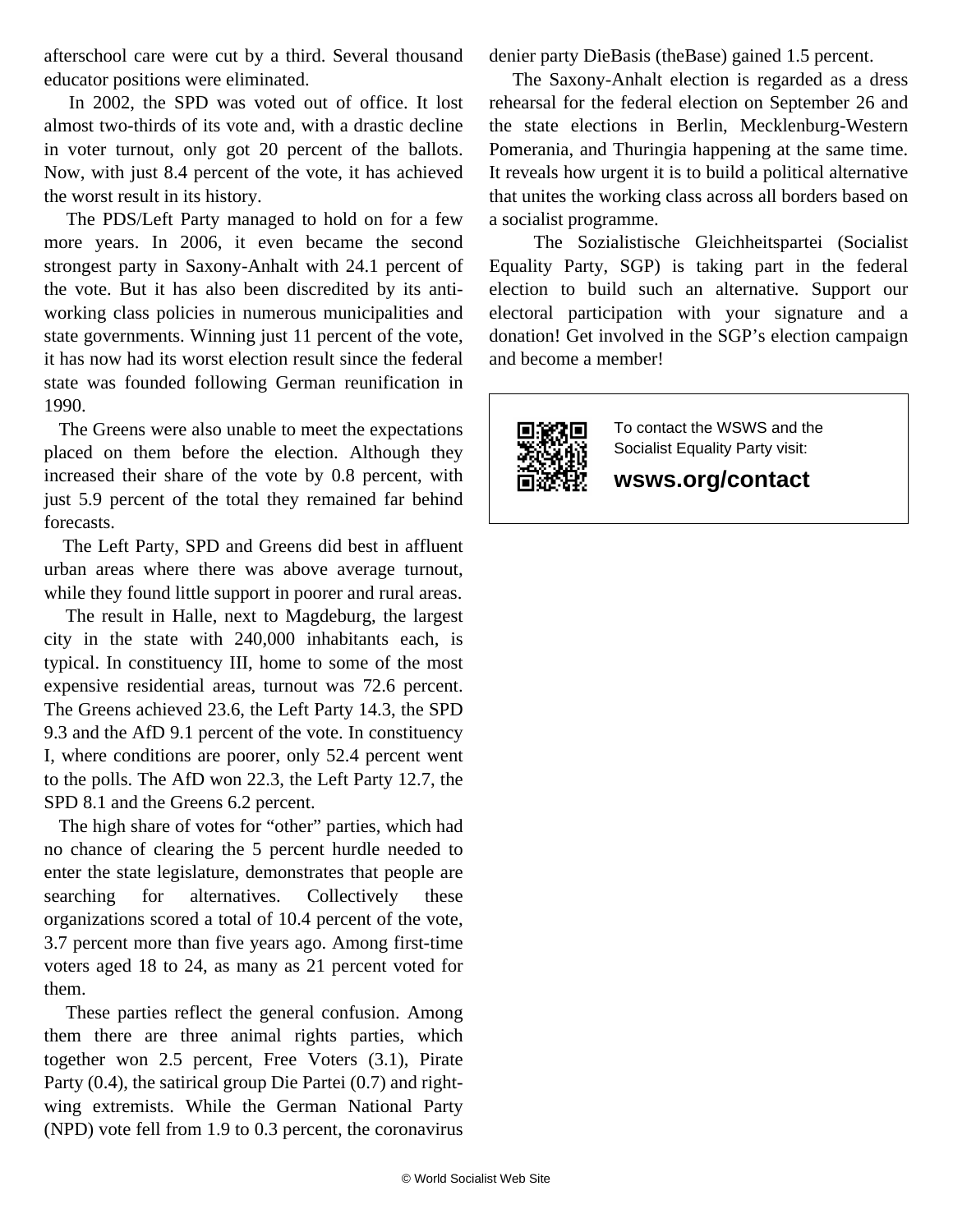afterschool care were cut by a third. Several thousand educator positions were eliminated.

In 2002, the SPD was voted out of office. It lost almost two-thirds of its vote and, with a drastic decline in voter turnout, only got 20 percent of the ballots. Now, with just 8.4 percent of the vote, it has achieved the worst result in its history.

The PDS/Left Party managed to hold on for a few more years. In 2006, it even became the second strongest party in Saxony-Anhalt with 24.1 percent of the vote. But it has also been discredited by its anti-working class policies in numerous municipalities and state governments. Winning just 11 percent of the vote, it has now had its worst election result since the federal state was founded following German reunification in 1990.

The Greens were also unable to meet the expectations placed on them before the election. Although they increased their share of the vote by 0.8 percent, with just 5.9 percent of the total they remained far behind forecasts.

The Left Party, SPD and Greens did best in affluent urban areas where there was above average turnout, while they found little support in poorer and rural areas.

The result in Halle, next to Magdeburg, the largest city in the state with 240,000 inhabitants each, is typical. In constituency III, home to some of the most expensive residential areas, turnout was 72.6 percent. The Greens achieved 23.6, the Left Party 14.3, the SPD 9.3 and the AfD 9.1 percent of the vote. In constituency I, where conditions are poorer, only 52.4 percent went to the polls. The AfD won 22.3, the Left Party 12.7, the SPD 8.1 and the Greens 6.2 percent.

The high share of votes for "other" parties, which had no chance of clearing the 5 percent hurdle needed to enter the state legislature, demonstrates that people are searching for alternatives. Collectively these organizations scored a total of 10.4 percent of the vote, 3.7 percent more than five years ago. Among first-time voters aged 18 to 24, as many as 21 percent voted for them.

These parties reflect the general confusion. Among them there are three animal rights parties, which together won 2.5 percent, Free Voters (3.1), Pirate Party (0.4), the satirical group Die Partei (0.7) and right-wing extremists. While the German National Party (NPD) vote fell from 1.9 to 0.3 percent, the coronavirus denier party DieBasis (theBase) gained 1.5 percent.

The Saxony-Anhalt election is regarded as a dress rehearsal for the federal election on September 26 and the state elections in Berlin, Mecklenburg-Western Pomerania, and Thuringia happening at the same time. It reveals how urgent it is to build a political alternative that unites the working class across all borders based on a socialist programme.

The Sozialistische Gleichheitspartei (Socialist Equality Party, SGP) is taking part in the federal election to build such an alternative. Support our electoral participation with your signature and a donation! Get involved in the SGP's election campaign and become a member!

To contact the WSWS and the Socialist Equality Party visit:

**wsws.org/contact**